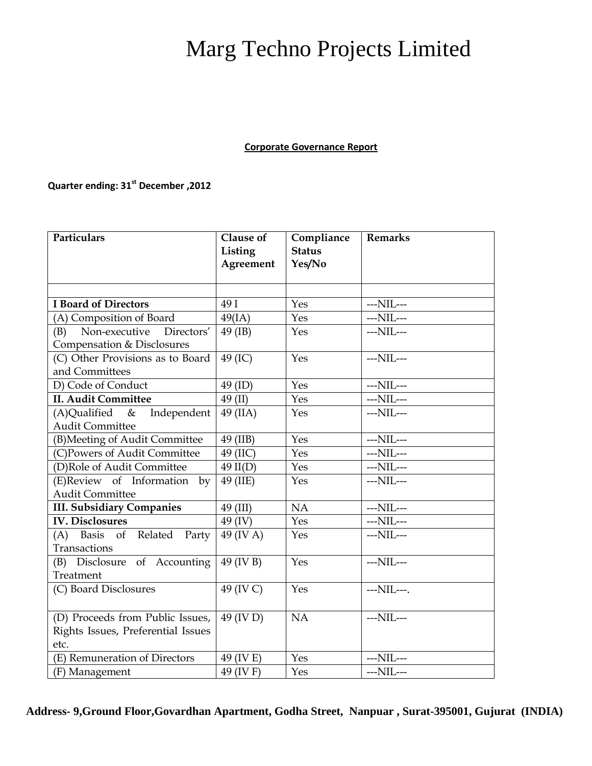# Marg Techno Projects Limited

**Corporate Governance Report**

**Quarter ending: 31st December ,2012**

| Particulars | Clause of Listing Agreement | Compliance Status Yes/No | Remarks |
|---|---|---|---|
| | | | |
| **I Board of Directors** | 49 I | Yes | ---NIL--- |
| (A) Composition of Board | 49(IA) | Yes | ---NIL--- |
| (B) Non-executive Directors' Compensation & Disclosures | 49 (IB) | Yes | ---NIL--- |
| (C) Other Provisions as to Board and Committees | 49 (IC) | Yes | ---NIL--- |
| D) Code of Conduct | 49 (ID) | Yes | ---NIL--- |
| **II. Audit Committee** | 49 (II) | Yes | ---NIL--- |
| (A)Qualified & Independent Audit Committee | 49 (IIA) | Yes | ---NIL--- |
| (B)Meeting of Audit Committee | 49 (IIB) | Yes | ---NIL--- |
| (C)Powers of Audit Committee | 49 (IIC) | Yes | ---NIL--- |
| (D)Role of Audit Committee | 49 II(D) | Yes | ---NIL--- |
| (E)Review of Information by Audit Committee | 49 (IIE) | Yes | ---NIL--- |
| **III. Subsidiary Companies** | 49 (III) | NA | ---NIL--- |
| **IV. Disclosures** | 49 (IV) | Yes | ---NIL--- |
| (A) Basis of Related Party Transactions | 49 (IV A) | Yes | ---NIL--- |
| (B) Disclosure of Accounting Treatment | 49 (IV B) | Yes | ---NIL--- |
| (C) Board Disclosures | 49 (IV C) | Yes | ---NIL---. |
| (D) Proceeds from Public Issues, Rights Issues, Preferential Issues etc. | 49 (IV D) | NA | ---NIL--- |
| (E) Remuneration of Directors | 49 (IV E) | Yes | ---NIL--- |
| (F) Management | 49 (IV F) | Yes | ---NIL--- |

**Address- 9,Ground Floor,Govardhan Apartment, Godha Street, Nanpuar , Surat-395001, Gujurat (INDIA)**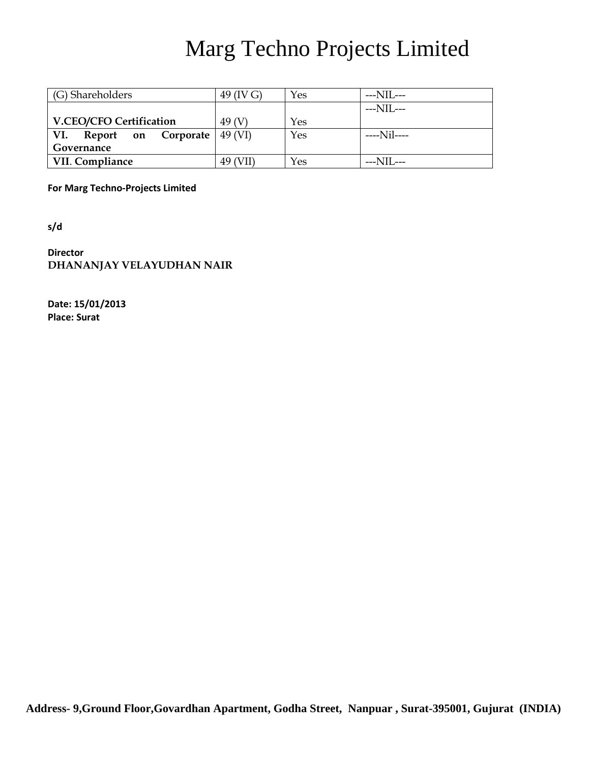# Marg Techno Projects Limited

| | | | |
|---|---|---|---|
| (G) Shareholders | 49 (IV G) | Yes | ---NIL--- |
| **V.CEO/CFO Certification** | 49 (V) | Yes | ---NIL--- |
| **VI. Report on Corporate Governance** | 49 (VI) | Yes | ----Nil---- |
| **VII. Compliance** | 49 (VII) | Yes | ---NIL--- |

**For Marg Techno-Projects Limited**

**s/d**

**Director**
**DHANANJAY VELAYUDHAN NAIR**

**Date: 15/01/2013**
**Place: Surat**

**Address- 9,Ground Floor,Govardhan Apartment, Godha Street, Nanpuar , Surat-395001, Gujurat (INDIA)**